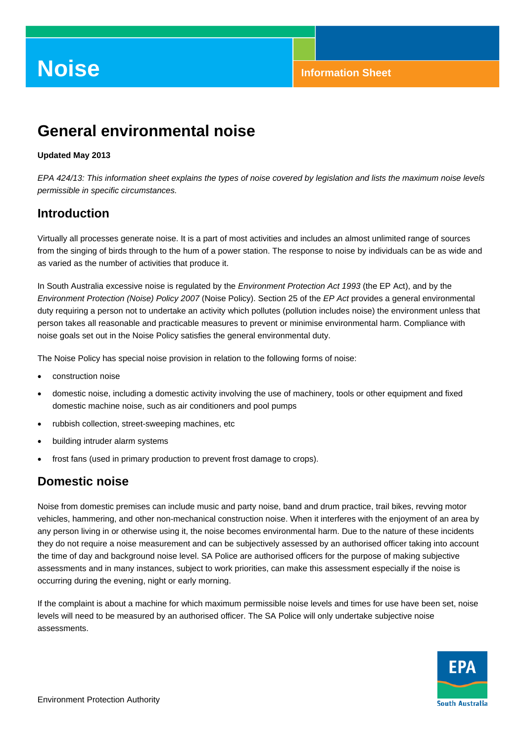# Noise

Information Sheet

## General environmental noise

**Updated May 2013**

*EPA 424/13: This information sheet explains the types of noise covered by legislation and lists the maximum noise levels permissible in specific circumstances.*

## Introduction

Virtually all processes generate noise. It is a part of most activities and includes an almost unlimited range of sources from the singing of birds through to the hum of a power station. The response to noise by individuals can be as wide and as varied as the number of activities that produce it.

In South Australia excessive noise is regulated by the *Environment Protection Act 1993* (the EP Act), and by the *Environment Protection (Noise) Policy 2007* (Noise Policy). Section 25 of the *EP Act* provides a general environmental duty requiring a person not to undertake an activity which pollutes (pollution includes noise) the environment unless that person takes all reasonable and practicable measures to prevent or minimise environmental harm. Compliance with noise goals set out in the Noise Policy satisfies the general environmental duty.

The Noise Policy has special noise provision in relation to the following forms of noise:

- construction noise
- domestic noise, including a domestic activity involving the use of machinery, tools or other equipment and fixed domestic machine noise, such as air conditioners and pool pumps
- rubbish collection, street-sweeping machines, etc
- building intruder alarm systems
- frost fans (used in primary production to prevent frost damage to crops).

## Domestic noise

Noise from domestic premises can include music and party noise, band and drum practice, trail bikes, revving motor vehicles, hammering, and other non-mechanical construction noise. When it interferes with the enjoyment of an area by any person living in or otherwise using it, the noise becomes environmental harm. Due to the nature of these incidents they do not require a noise measurement and can be subjectively assessed by an authorised officer taking into account the time of day and background noise level. SA Police are authorised officers for the purpose of making subjective assessments and in many instances, subject to work priorities, can make this assessment especially if the noise is occurring during the evening, night or early morning.

If the complaint is about a machine for which maximum permissible noise levels and times for use have been set, noise levels will need to be measured by an authorised officer. The SA Police will only undertake subjective noise assessments.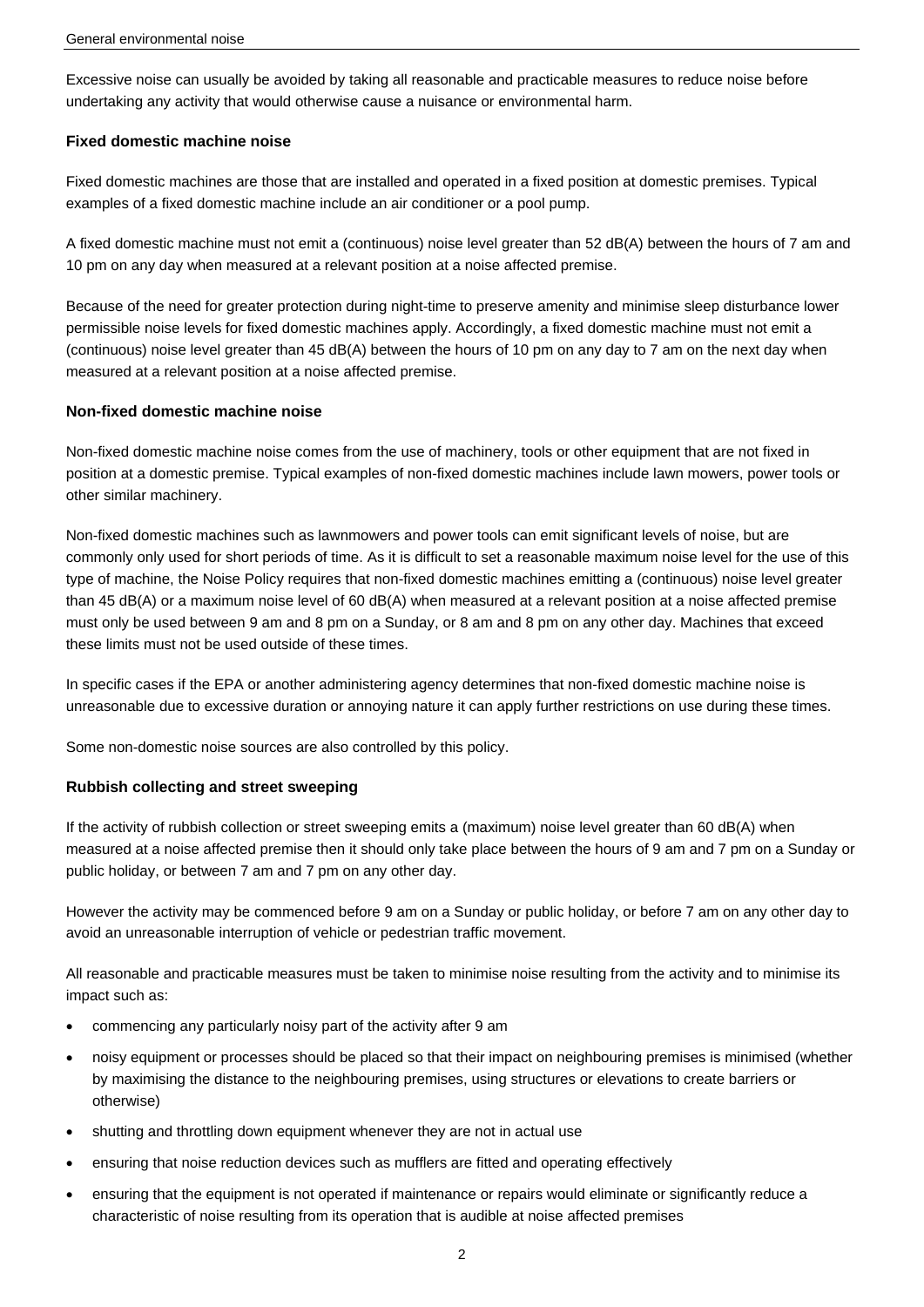Excessive noise can usually be avoided by taking all reasonable and practicable measures to reduce noise before undertaking any activity that would otherwise cause a nuisance or environmental harm.

### Fixed domestic machine noise

Fixed domestic machines are those that are installed and operated in a fixed position at domestic premises. Typical examples of a fixed domestic machine include an air conditioner or a pool pump.

A fixed domestic machine must not emit a (continuous) noise level greater than 52 dB(A) between the hours of 7 am and 10 pm on any day when measured at a relevant position at a noise affected premise.

Because of the need for greater protection during night-time to preserve amenity and minimise sleep disturbance lower permissible noise levels for fixed domestic machines apply. Accordingly, a fixed domestic machine must not emit a (continuous) noise level greater than 45 dB(A) between the hours of 10 pm on any day to 7 am on the next day when measured at a relevant position at a noise affected premise.

### Non-fixed domestic machine noise

Non-fixed domestic machine noise comes from the use of machinery, tools or other equipment that are not fixed in position at a domestic premise. Typical examples of non-fixed domestic machines include lawn mowers, power tools or other similar machinery.

Non-fixed domestic machines such as lawnmowers and power tools can emit significant levels of noise, but are commonly only used for short periods of time. As it is difficult to set a reasonable maximum noise level for the use of this type of machine, the Noise Policy requires that non-fixed domestic machines emitting a (continuous) noise level greater than 45 dB(A) or a maximum noise level of 60 dB(A) when measured at a relevant position at a noise affected premise must only be used between 9 am and 8 pm on a Sunday, or 8 am and 8 pm on any other day. Machines that exceed these limits must not be used outside of these times.

In specific cases if the EPA or another administering agency determines that non-fixed domestic machine noise is unreasonable due to excessive duration or annoying nature it can apply further restrictions on use during these times.

Some non-domestic noise sources are also controlled by this policy.

### Rubbish collecting and street sweeping

If the activity of rubbish collection or street sweeping emits a (maximum) noise level greater than 60 dB(A) when measured at a noise affected premise then it should only take place between the hours of 9 am and 7 pm on a Sunday or public holiday, or between 7 am and 7 pm on any other day.

However the activity may be commenced before 9 am on a Sunday or public holiday, or before 7 am on any other day to avoid an unreasonable interruption of vehicle or pedestrian traffic movement.

All reasonable and practicable measures must be taken to minimise noise resulting from the activity and to minimise its impact such as:

- commencing any particularly noisy part of the activity after 9 am
- noisy equipment or processes should be placed so that their impact on neighbouring premises is minimised (whether by maximising the distance to the neighbouring premises, using structures or elevations to create barriers or otherwise)
- shutting and throttling down equipment whenever they are not in actual use
- ensuring that noise reduction devices such as mufflers are fitted and operating effectively
- ensuring that the equipment is not operated if maintenance or repairs would eliminate or significantly reduce a characteristic of noise resulting from its operation that is audible at noise affected premises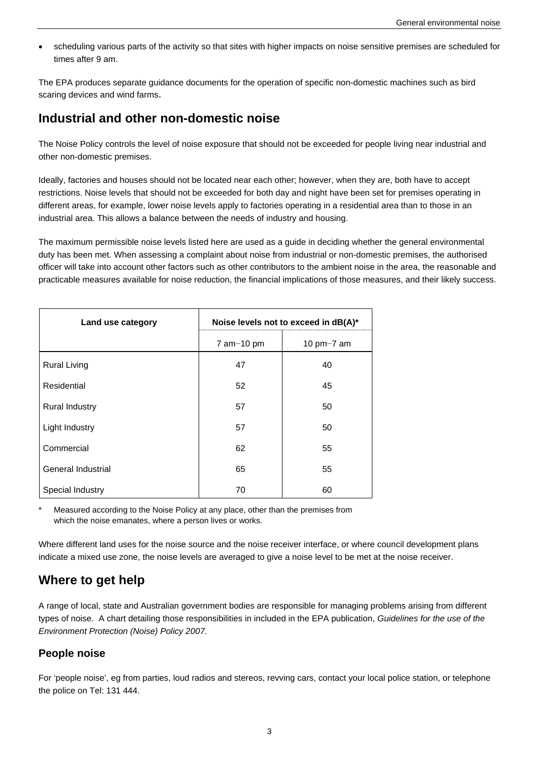- scheduling various parts of the activity so that sites with higher impacts on noise sensitive premises are scheduled for times after 9 am.

The EPA produces separate guidance documents for the operation of specific non-domestic machines such as bird scaring devices and wind farms.

## Industrial and other non-domestic noise

The Noise Policy controls the level of noise exposure that should not be exceeded for people living near industrial and other non-domestic premises.

Ideally, factories and houses should not be located near each other; however, when they are, both have to accept restrictions. Noise levels that should not be exceeded for both day and night have been set for premises operating in different areas, for example, lower noise levels apply to factories operating in a residential area than to those in an industrial area. This allows a balance between the needs of industry and housing.

The maximum permissible noise levels listed here are used as a guide in deciding whether the general environmental duty has been met. When assessing a complaint about noise from industrial or non-domestic premises, the authorised officer will take into account other factors such as other contributors to the ambient noise in the area, the reasonable and practicable measures available for noise reduction, the financial implications of those measures, and their likely success.

| Land use category | Noise levels not to exceed in dB(A)* | |
|---|---|---|
| | 7 am−10 pm | 10 pm−7 am |
| Rural Living | 47 | 40 |
| Residential | 52 | 45 |
| Rural Industry | 57 | 50 |
| Light Industry | 57 | 50 |
| Commercial | 62 | 55 |
| General Industrial | 65 | 55 |
| Special Industry | 70 | 60 |

\* Measured according to the Noise Policy at any place, other than the premises from which the noise emanates, where a person lives or works.

Where different land uses for the noise source and the noise receiver interface, or where council development plans indicate a mixed use zone, the noise levels are averaged to give a noise level to be met at the noise receiver.

## Where to get help

A range of local, state and Australian government bodies are responsible for managing problems arising from different types of noise. A chart detailing those responsibilities in included in the EPA publication, *Guidelines for the use of the Environment Protection (Noise) Policy 2007*.

### People noise

For 'people noise', eg from parties, loud radios and stereos, revving cars, contact your local police station, or telephone the police on Tel: 131 444.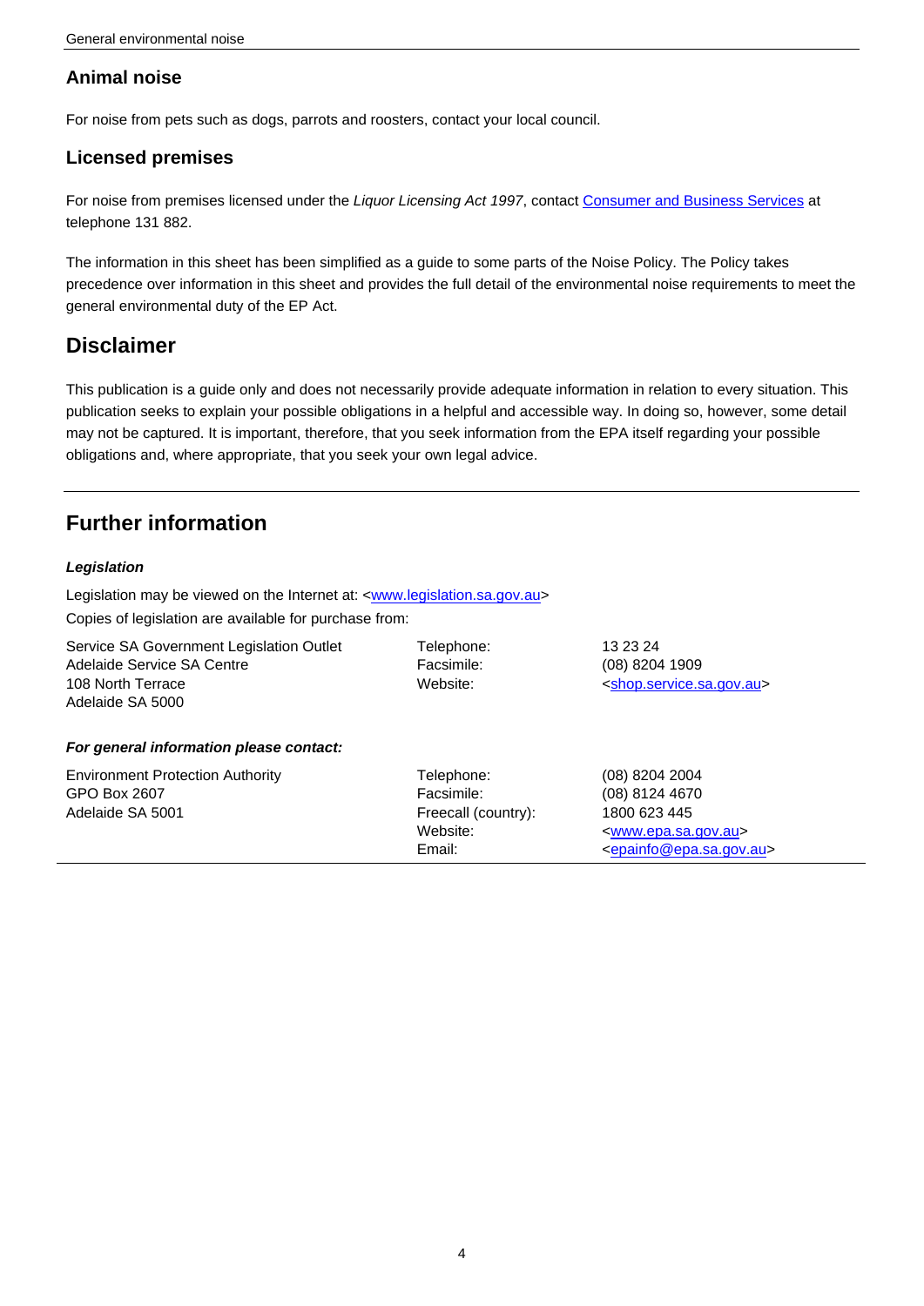## Animal noise

For noise from pets such as dogs, parrots and roosters, contact your local council.

## Licensed premises

For noise from premises licensed under the *Liquor Licensing Act 1997*, contact Consumer and Business Services at telephone 131 882.

The information in this sheet has been simplified as a guide to some parts of the Noise Policy. The Policy takes precedence over information in this sheet and provides the full detail of the environmental noise requirements to meet the general environmental duty of the EP Act.

# Disclaimer

This publication is a guide only and does not necessarily provide adequate information in relation to every situation. This publication seeks to explain your possible obligations in a helpful and accessible way. In doing so, however, some detail may not be captured. It is important, therefore, that you seek information from the EPA itself regarding your possible obligations and, where appropriate, that you seek your own legal advice.

# Further information

***Legislation***

Legislation may be viewed on the Internet at: <www.legislation.sa.gov.au>

Copies of legislation are available for purchase from:

| | | |
|---|---|---|
| Service SA Government Legislation Outlet | Telephone: | 13 23 24 |
| Adelaide Service SA Centre | Facsimile: | (08) 8204 1909 |
| 108 North Terrace | Website: | <shop.service.sa.gov.au> |
| Adelaide SA 5000 | | |

***For general information please contact:***

| | | |
|---|---|---|
| Environment Protection Authority | Telephone: | (08) 8204 2004 |
| GPO Box 2607 | Facsimile: | (08) 8124 4670 |
| Adelaide SA 5001 | Freecall (country): | 1800 623 445 |
| | Website: | <www.epa.sa.gov.au> |
| | Email: | <epainfo@epa.sa.gov.au> |